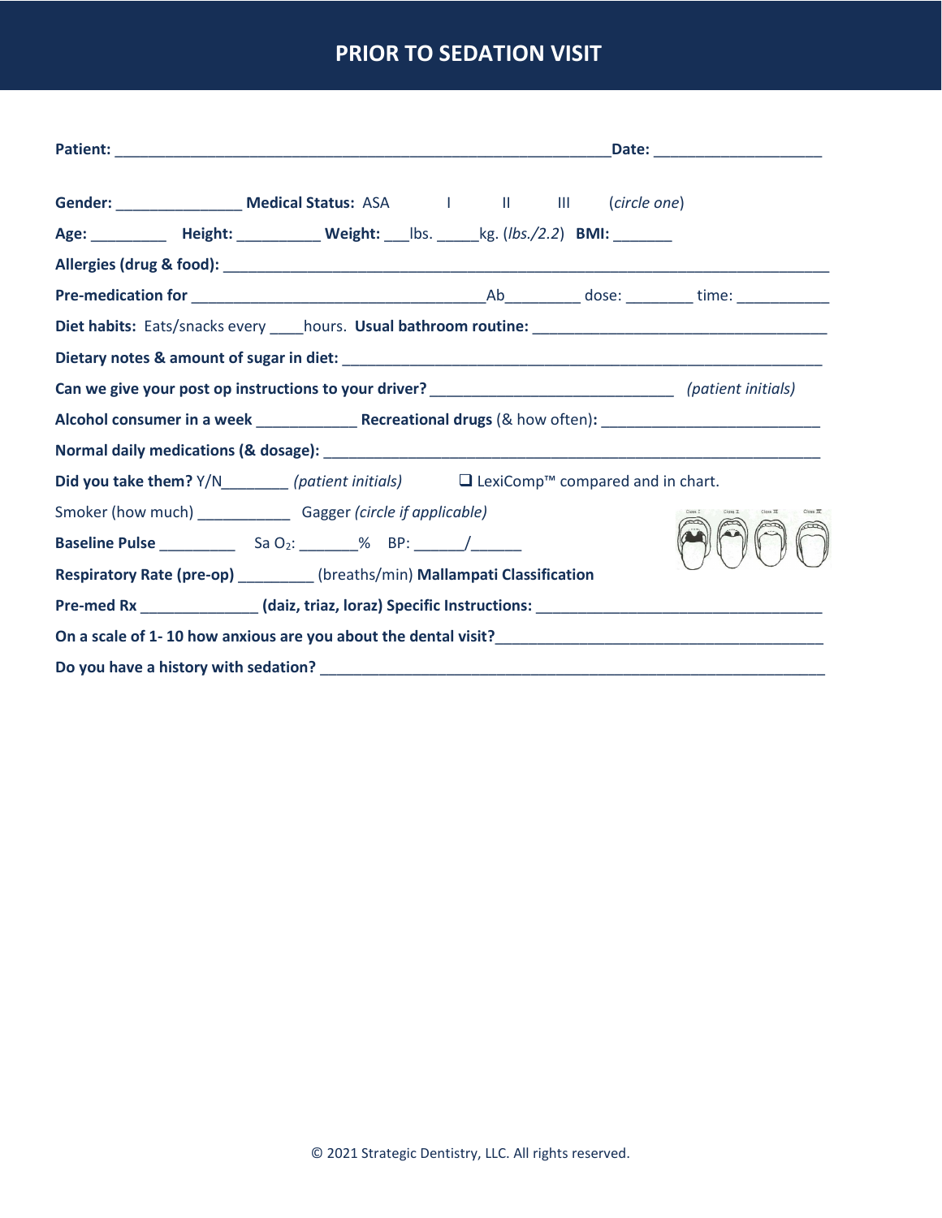# PRIOR TO SEDATION VISIT

**Patient:** ____________________________________________________________**Date:** ____________________

**Gender:** _______________ **Medical Status:** ASA I II III (*circle one*)

**Age:** _________ **Height:** __________ **Weight:** ___lbs. _____kg. (*lbs./2.2*) **BMI:** _______

**Allergies (drug & food):** ____________________________________________________________________________

**Pre-medication for** ____________________________________Ab_________ dose: ________ time: ___________

**Diet habits:** Eats/snacks every ____hours. **Usual bathroom routine:** ____________________________________

**Dietary notes & amount of sugar in diet:** ___________________________________________________________

**Can we give your post op instructions to your driver?** ______________________________ *(patient initials)*

**Alcohol consumer in a week** ____________ **Recreational drugs** (& how often): __________________________

**Normal daily medications (& dosage):** ______________________________________________________________

**Did you take them?** Y/N________ *(patient initials)* ❑ LexiComp™ compared and in chart.

Smoker (how much) ___________ Gagger *(circle if applicable)*

**Baseline Pulse** _________ Sa $O_2$: _______% BP: ______/______

**Respiratory Rate (pre-op)** _________ (breaths/min) **Mallampati Classification**

**Pre-med Rx** ______________ **(daiz, triaz, loraz) Specific Instructions:** ___________________________________

**On a scale of 1- 10 how anxious are you about the dental visit?**_______________________________________

**Do you have a history with sedation?** _______________________________________________________________

© 2021 Strategic Dentistry, LLC. All rights reserved.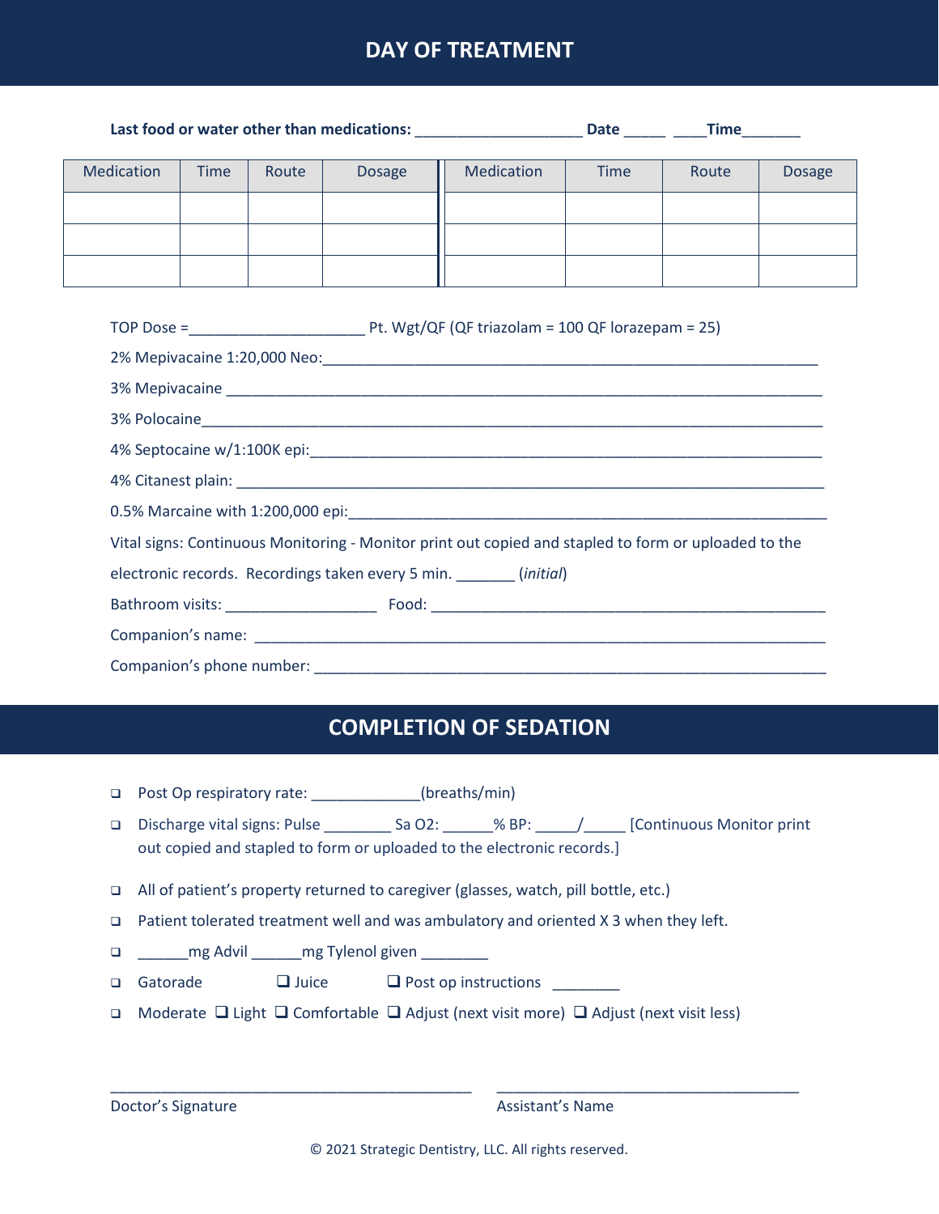# DAY OF TREATMENT

**Last food or water other than medications:** ____________________ **Date** _____ ____**Time**_______

| Medication | Time | Route | Dosage | Medication | Time | Route | Dosage |
|---|---|---|---|---|---|---|---|
| | | | | | | | |
| | | | | | | | |
| | | | | | | | |

TOP Dose =_____________________ Pt. Wgt/QF (QF triazolam = 100 QF lorazepam = 25)

2% Mepivacaine 1:20,000 Neo:____________________________________________________________

3% Mepivacaine ________________________________________________________________________

3% Polocaine__________________________________________________________________________

4% Septocaine w/1:100K epi:_______________________________________________________________

4% Citanest plain: _____________________________________________________________________

0.5% Marcaine with 1:200,000 epi:__________________________________________________________

Vital signs: Continuous Monitoring - Monitor print out copied and stapled to form or uploaded to the electronic records. Recordings taken every 5 min. _______ (*initial*)

Bathroom visits: __________________ Food: ________________________________________________

Companion's name: ______________________________________________________________________

Companion's phone number: _______________________________________________________________

# COMPLETION OF SEDATION

- ❑ Post Op respiratory rate: _____________(breaths/min)
- ❑ Discharge vital signs: Pulse ________ Sa O2: ______% BP: _____/_____ [Continuous Monitor print out copied and stapled to form or uploaded to the electronic records.]
- ❑ All of patient's property returned to caregiver (glasses, watch, pill bottle, etc.)
- ❑ Patient tolerated treatment well and was ambulatory and oriented X 3 when they left.
- ❑ ______mg Advil ______mg Tylenol given ________
- ❑ Gatorade ❑ Juice ❑ Post op instructions ________
- ❑ Moderate ❑ Light ❑ Comfortable ❑ Adjust (next visit more) ❑ Adjust (next visit less)

_____________________________________________ Doctor's Signature

_____________________________________ Assistant's Name

© 2021 Strategic Dentistry, LLC. All rights reserved.